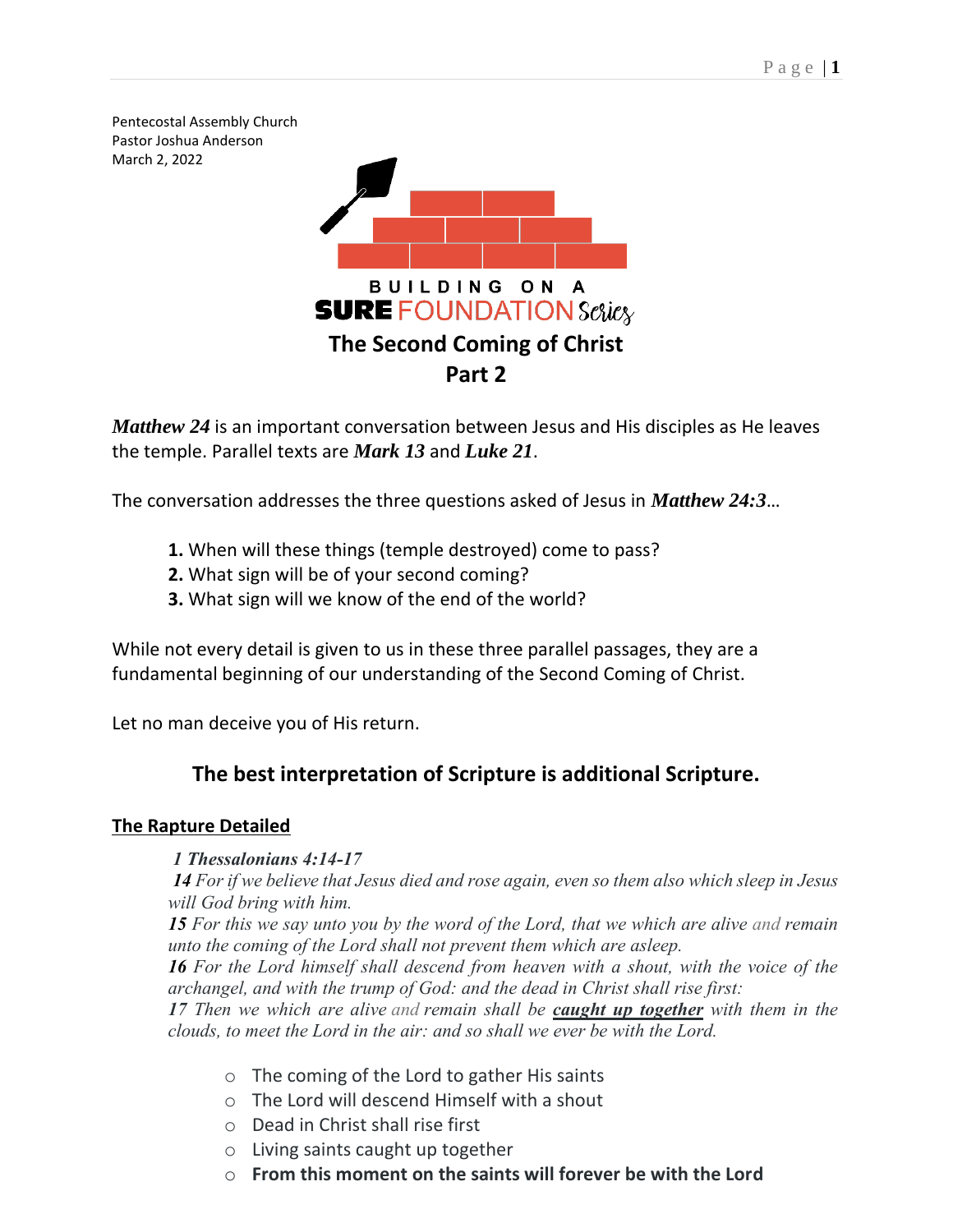Pentecostal Assembly Church
Pastor Joshua Anderson
March 2, 2022

BUILDING ON A
**SURE** FOUNDATION Series

# The Second Coming of Christ
# Part 2

***Matthew 24*** is an important conversation between Jesus and His disciples as He leaves the temple. Parallel texts are ***Mark 13*** and ***Luke 21***.

The conversation addresses the three questions asked of Jesus in ***Matthew 24:3***…

1. When will these things (temple destroyed) come to pass?
2. What sign will be of your second coming?
3. What sign will we know of the end of the world?

While not every detail is given to us in these three parallel passages, they are a fundamental beginning of our understanding of the Second Coming of Christ.

Let no man deceive you of His return.

## The best interpretation of Scripture is additional Scripture.

### The Rapture Detailed

> ***1 Thessalonians 4:14-17***
> ***14*** *For if we believe that Jesus died and rose again, even so them also which sleep in Jesus will God bring with him.*
> ***15*** *For this we say unto you by the word of the Lord, that we which are alive and remain unto the coming of the Lord shall not prevent them which are asleep.*
> ***16*** *For the Lord himself shall descend from heaven with a shout, with the voice of the archangel, and with the trump of God: and the dead in Christ shall rise first:*
> ***17*** *Then we which are alive and remain shall be* ***<u>caught up together</u>*** *with them in the clouds, to meet the Lord in the air: and so shall we ever be with the Lord.*

- The coming of the Lord to gather His saints
- The Lord will descend Himself with a shout
- Dead in Christ shall rise first
- Living saints caught up together
- **From this moment on the saints will forever be with the Lord**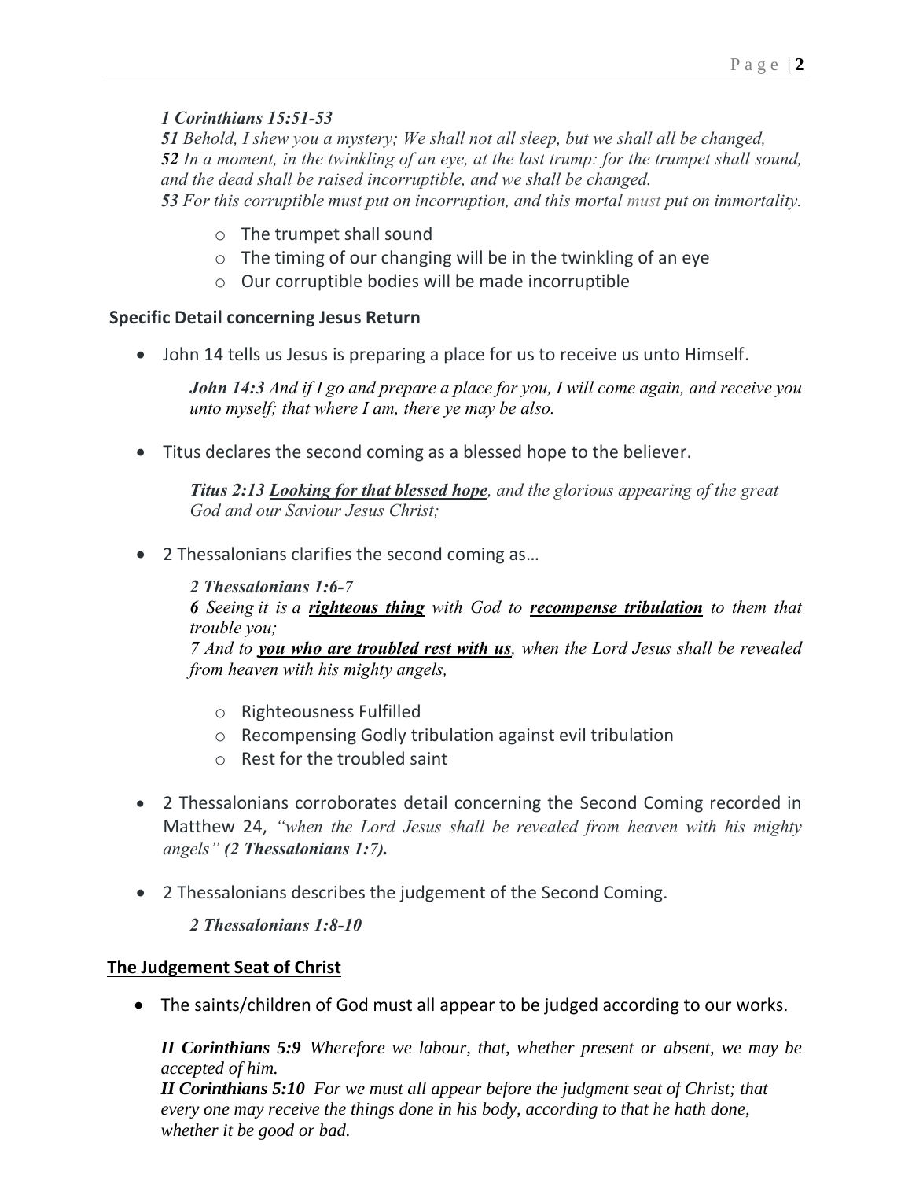***1 Corinthians 15:51-53***
***51*** *Behold, I shew you a mystery; We shall not all sleep, but we shall all be changed,*
***52*** *In a moment, in the twinkling of an eye, at the last trump: for the trumpet shall sound, and the dead shall be raised incorruptible, and we shall be changed.*
***53*** *For this corruptible must put on incorruption, and this mortal must put on immortality.*

- The trumpet shall sound
- The timing of our changing will be in the twinkling of an eye
- Our corruptible bodies will be made incorruptible

**Specific Detail concerning Jesus Return**

- John 14 tells us Jesus is preparing a place for us to receive us unto Himself.

  ***John 14:3*** *And if I go and prepare a place for you, I will come again, and receive you unto myself; that where I am, there ye may be also.*

- Titus declares the second coming as a blessed hope to the believer.

  ***Titus 2:13*** ***Looking for that blessed hope****, and the glorious appearing of the great God and our Saviour Jesus Christ;*

- 2 Thessalonians clarifies the second coming as…

  ***2 Thessalonians 1:6-7***
  ***6*** *Seeing it is a* ***righteous thing*** *with God to* ***recompense tribulation*** *to them that trouble you;*
  ***7*** *And to* ***you who are troubled rest with us****, when the Lord Jesus shall be revealed from heaven with his mighty angels,*

  - Righteousness Fulfilled
  - Recompensing Godly tribulation against evil tribulation
  - Rest for the troubled saint

- 2 Thessalonians corroborates detail concerning the Second Coming recorded in Matthew 24, *"when the Lord Jesus shall be revealed from heaven with his mighty angels"* ***(2 Thessalonians 1:7).***

- 2 Thessalonians describes the judgement of the Second Coming.

  ***2 Thessalonians 1:8-10***

**The Judgement Seat of Christ**

- The saints/children of God must all appear to be judged according to our works.

***II Corinthians 5:9*** *Wherefore we labour, that, whether present or absent, we may be accepted of him.*
***II Corinthians 5:10*** *For we must all appear before the judgment seat of Christ; that every one may receive the things done in his body, according to that he hath done, whether it be good or bad.*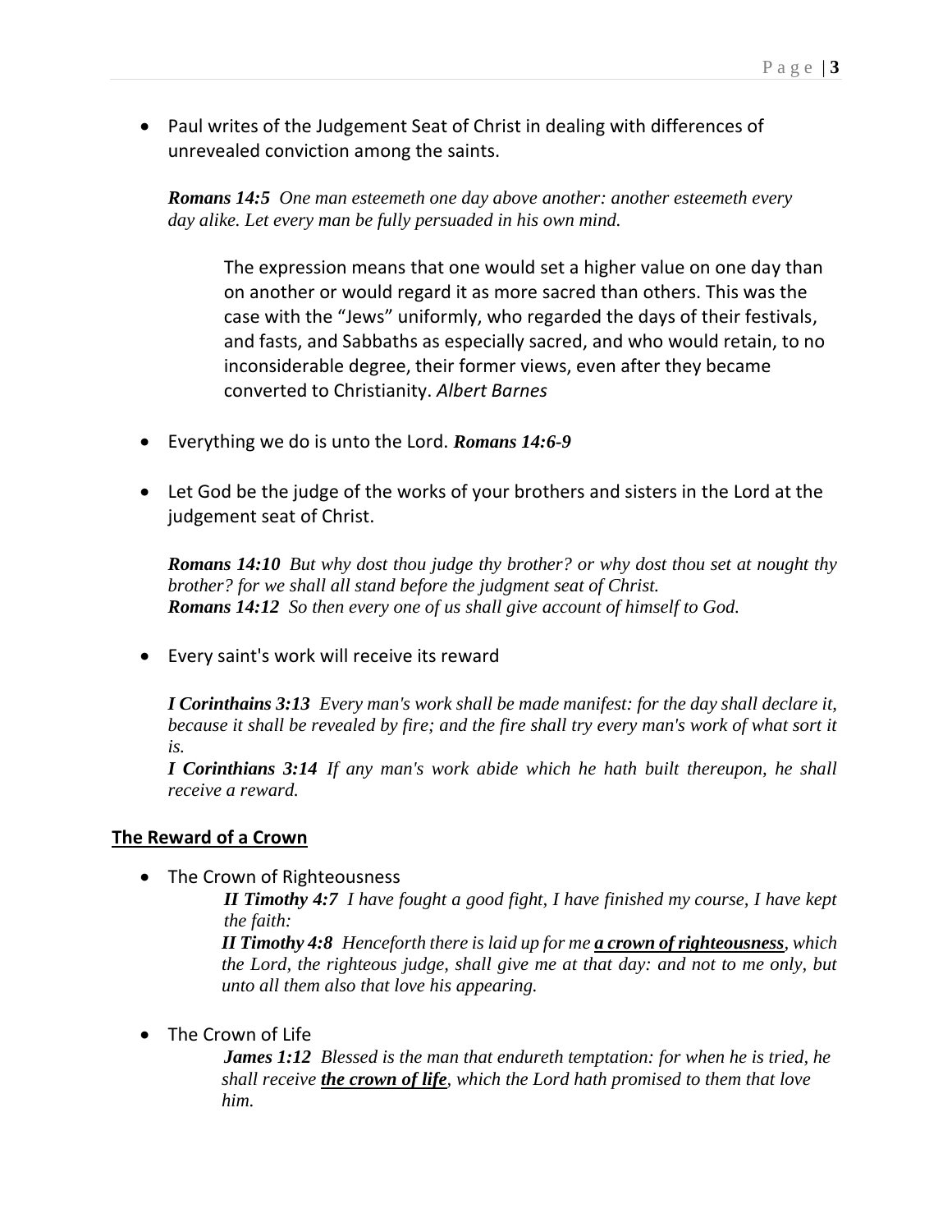- Paul writes of the Judgement Seat of Christ in dealing with differences of unrevealed conviction among the saints.

  ***Romans 14:5*** *One man esteemeth one day above another: another esteemeth every day alike. Let every man be fully persuaded in his own mind.*

  > The expression means that one would set a higher value on one day than on another or would regard it as more sacred than others. This was the case with the "Jews" uniformly, who regarded the days of their festivals, and fasts, and Sabbaths as especially sacred, and who would retain, to no inconsiderable degree, their former views, even after they became converted to Christianity. *Albert Barnes*

- Everything we do is unto the Lord. ***Romans 14:6-9***

- Let God be the judge of the works of your brothers and sisters in the Lord at the judgement seat of Christ.

  ***Romans 14:10*** *But why dost thou judge thy brother? or why dost thou set at nought thy brother? for we shall all stand before the judgment seat of Christ.*
  ***Romans 14:12*** *So then every one of us shall give account of himself to God.*

- Every saint's work will receive its reward

  ***I Corinthains 3:13*** *Every man's work shall be made manifest: for the day shall declare it, because it shall be revealed by fire; and the fire shall try every man's work of what sort it is.*
  ***I Corinthians 3:14*** *If any man's work abide which he hath built thereupon, he shall receive a reward.*

## The Reward of a Crown

- The Crown of Righteousness

  ***II Timothy 4:7*** *I have fought a good fight, I have finished my course, I have kept the faith:*
  ***II Timothy 4:8*** *Henceforth there is laid up for me* ***a crown of righteousness****, which the Lord, the righteous judge, shall give me at that day: and not to me only, but unto all them also that love his appearing.*

- The Crown of Life

  ***James 1:12*** *Blessed is the man that endureth temptation: for when he is tried, he shall receive* ***the crown of life****, which the Lord hath promised to them that love him.*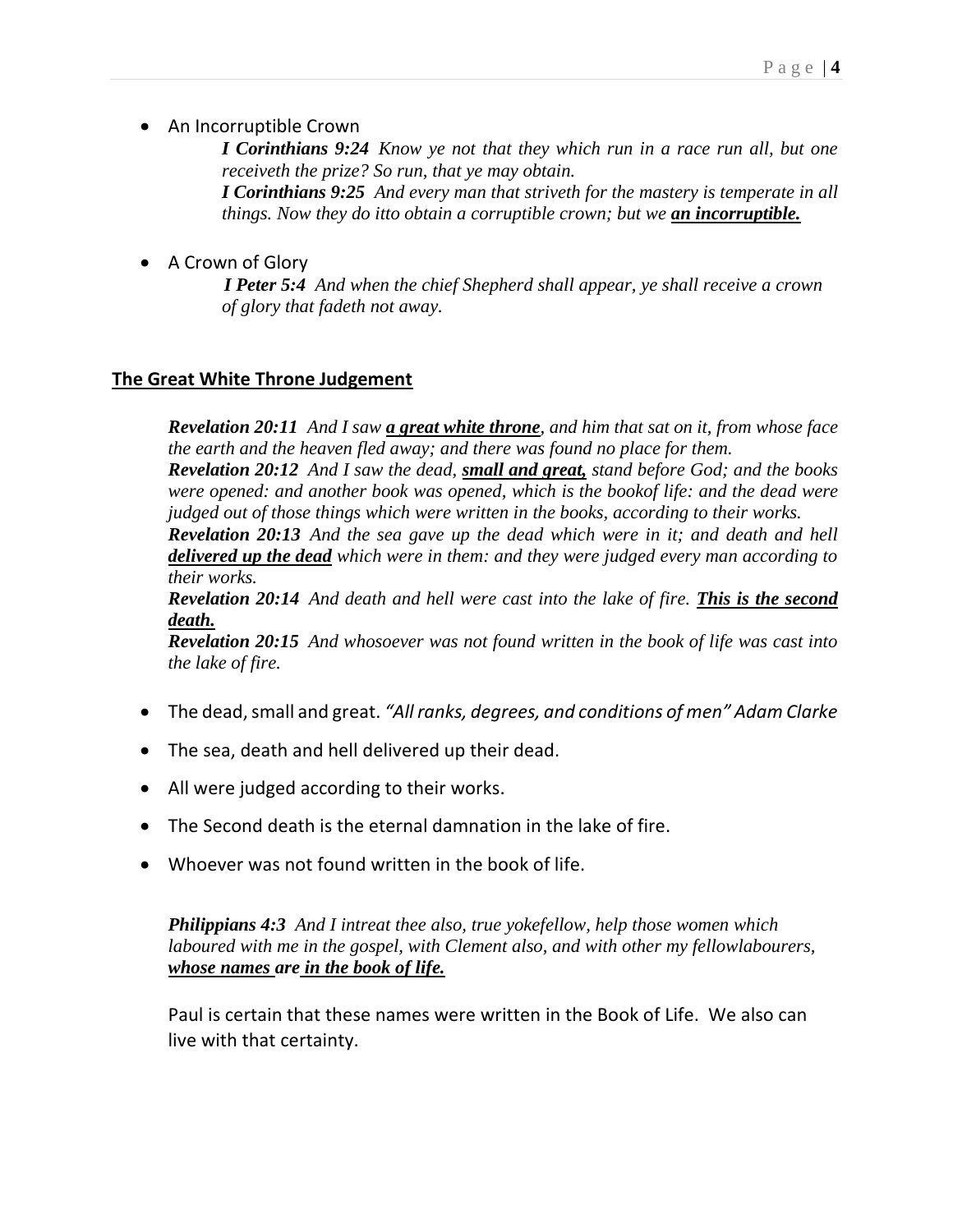- An Incorruptible Crown

  ***I Corinthians 9:24*** *Know ye not that they which run in a race run all, but one receiveth the prize? So run, that ye may obtain.*
  ***I Corinthians 9:25*** *And every man that striveth for the mastery is temperate in all things. Now they do itto obtain a corruptible crown; but we* ***<u>an incorruptible.</u>***

- A Crown of Glory

  ***I Peter 5:4*** *And when the chief Shepherd shall appear, ye shall receive a crown of glory that fadeth not away.*

## <u>The Great White Throne Judgement</u>

***Revelation 20:11*** *And I saw* ***<u>a great white throne</u>****, and him that sat on it, from whose face the earth and the heaven fled away; and there was found no place for them.*
***Revelation 20:12*** *And I saw the dead,* ***<u>small and great,</u>*** *stand before God; and the books were opened: and another book was opened, which is the bookof life: and the dead were judged out of those things which were written in the books, according to their works.*
***Revelation 20:13*** *And the sea gave up the dead which were in it; and death and hell* ***<u>delivered up the dead</u>*** *which were in them: and they were judged every man according to their works.*
***Revelation 20:14*** *And death and hell were cast into the lake of fire.* ***<u>This is the second death.</u>***
***Revelation 20:15*** *And whosoever was not found written in the book of life was cast into the lake of fire.*

- The dead, small and great. *"All ranks, degrees, and conditions of men" Adam Clarke*
- The sea, death and hell delivered up their dead.
- All were judged according to their works.
- The Second death is the eternal damnation in the lake of fire.
- Whoever was not found written in the book of life.

***Philippians 4:3*** *And I intreat thee also, true yokefellow, help those women which laboured with me in the gospel, with Clement also, and with other my fellowlabourers,* ***<u>whose names are in the book of life.</u>***

Paul is certain that these names were written in the Book of Life. We also can live with that certainty.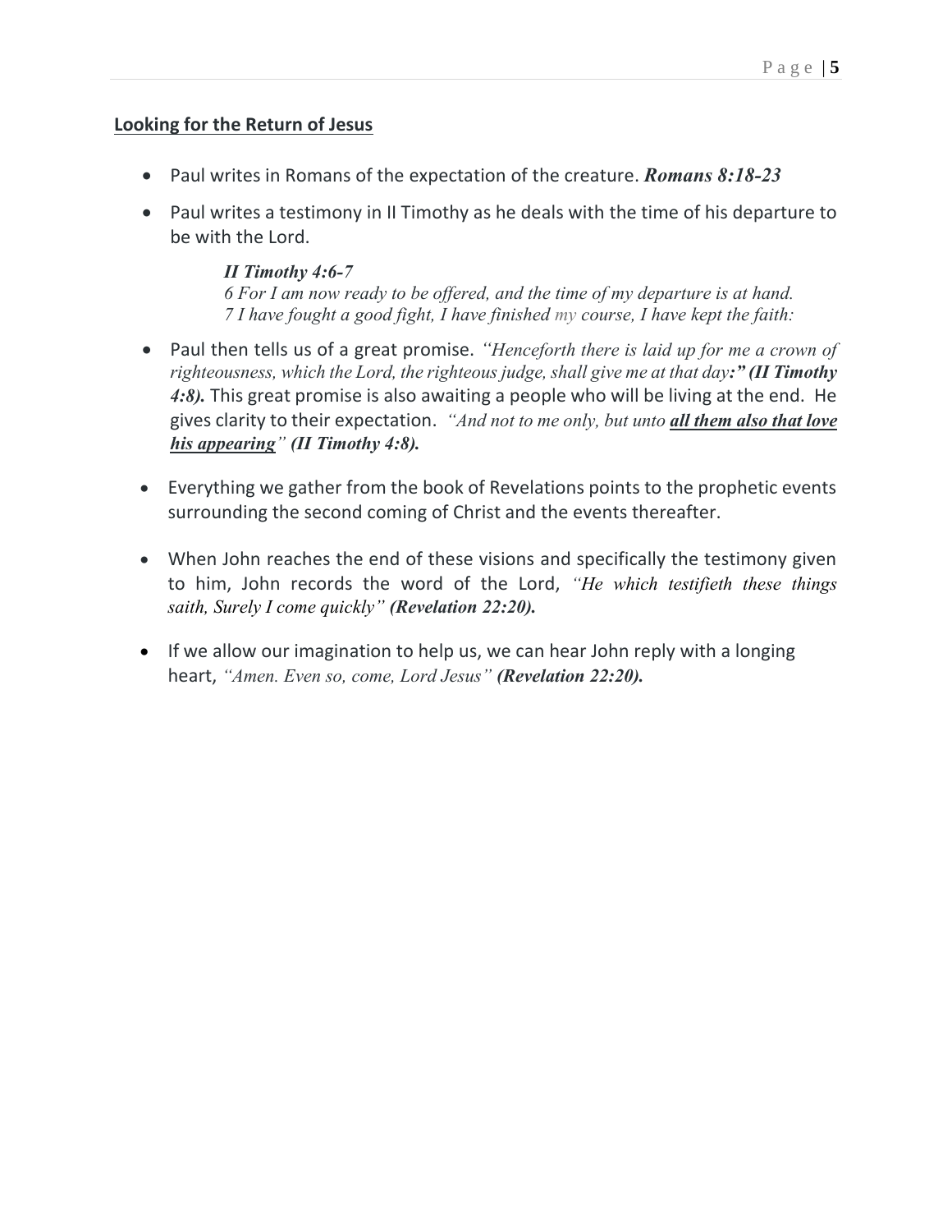## Looking for the Return of Jesus

- Paul writes in Romans of the expectation of the creature. ***Romans 8:18-23***
- Paul writes a testimony in II Timothy as he deals with the time of his departure to be with the Lord.

  > ***II Timothy 4:6-7***
  > *6 For I am now ready to be offered, and the time of my departure is at hand.*
  > *7 I have fought a good fight, I have finished my course, I have kept the faith:*

- Paul then tells us of a great promise. *"Henceforth there is laid up for me a crown of righteousness, which the Lord, the righteous judge, shall give me at that day:"* ***(II Timothy 4:8).*** This great promise is also awaiting a people who will be living at the end. He gives clarity to their expectation. *"And not to me only, but unto* ***all them also that love his appearing****"* ***(II Timothy 4:8).***
- Everything we gather from the book of Revelations points to the prophetic events surrounding the second coming of Christ and the events thereafter.
- When John reaches the end of these visions and specifically the testimony given to him, John records the word of the Lord, *"He which testifieth these things saith, Surely I come quickly"* ***(Revelation 22:20).***
- If we allow our imagination to help us, we can hear John reply with a longing heart, *"Amen. Even so, come, Lord Jesus"* ***(Revelation 22:20).***